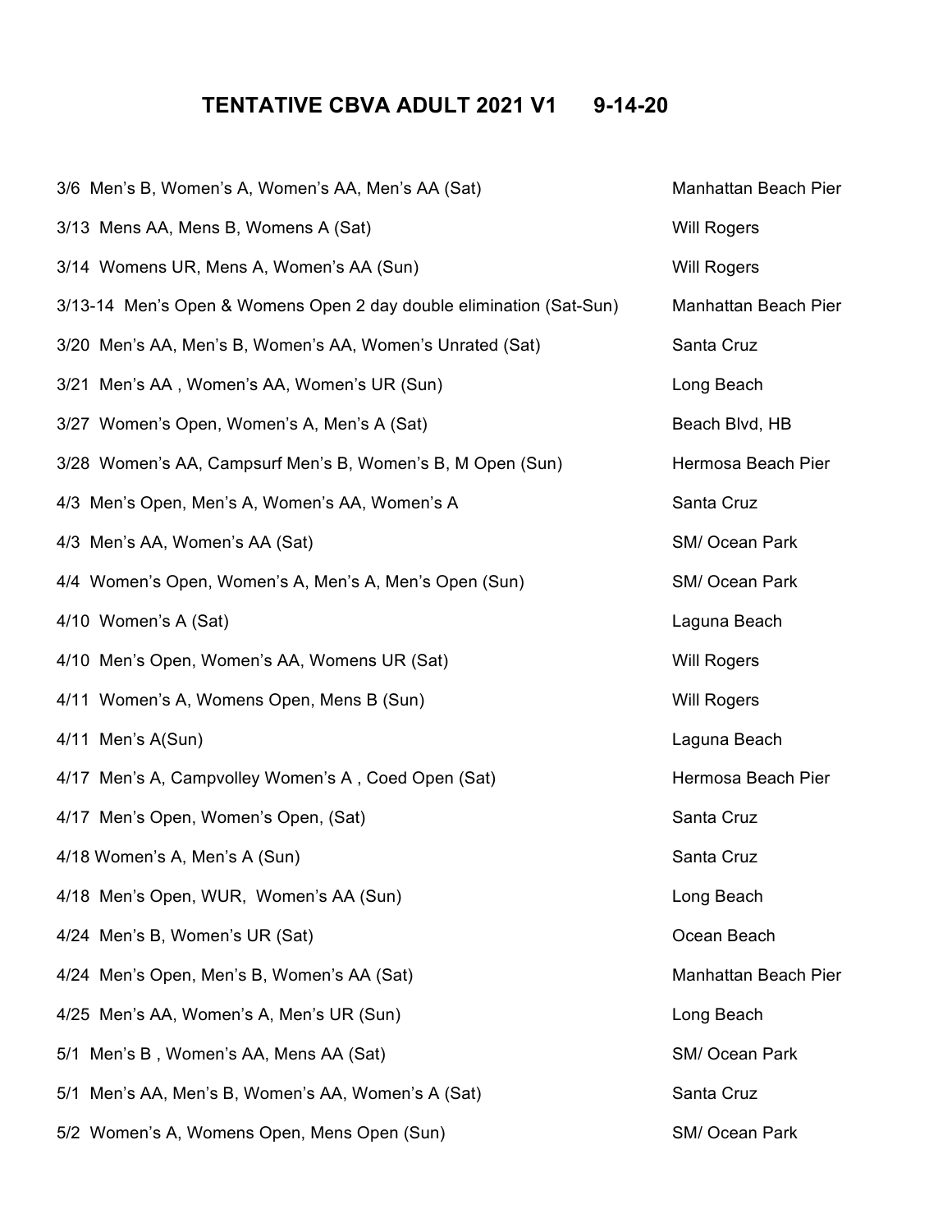# TENTATIVE CBVA ADULT 2021 V1      9-14-20

| Events | Location |
|---|---|
| 3/6  Men's B, Women's A, Women's AA, Men's AA (Sat) | Manhattan Beach Pier |
| 3/13  Mens AA, Mens B, Womens A (Sat) | Will Rogers |
| 3/14  Womens UR, Mens A, Women's AA (Sun) | Will Rogers |
| 3/13-14  Men's Open & Womens Open 2 day double elimination (Sat-Sun) | Manhattan Beach Pier |
| 3/20  Men's AA, Men's B, Women's AA, Women's Unrated (Sat) | Santa Cruz |
| 3/21  Men's AA , Women's AA, Women's UR (Sun) | Long Beach |
| 3/27  Women's Open, Women's A, Men's A (Sat) | Beach Blvd, HB |
| 3/28  Women's AA, Campsurf Men's B, Women's B, M Open (Sun) | Hermosa Beach Pier |
| 4/3  Men's Open, Men's A, Women's AA, Women's A | Santa Cruz |
| 4/3  Men's AA, Women's AA (Sat) | SM/ Ocean Park |
| 4/4  Women's Open, Women's A, Men's A, Men's Open (Sun) | SM/ Ocean Park |
| 4/10  Women's A (Sat) | Laguna Beach |
| 4/10  Men's Open, Women's AA, Womens UR (Sat) | Will Rogers |
| 4/11  Women's A, Womens Open, Mens B (Sun) | Will Rogers |
| 4/11  Men's A(Sun) | Laguna Beach |
| 4/17  Men's A, Campvolley Women's A , Coed Open (Sat) | Hermosa Beach Pier |
| 4/17  Men's Open, Women's Open, (Sat) | Santa Cruz |
| 4/18 Women's A, Men's A (Sun) | Santa Cruz |
| 4/18  Men's Open, WUR,  Women's AA (Sun) | Long Beach |
| 4/24  Men's B, Women's UR (Sat) | Ocean Beach |
| 4/24  Men's Open, Men's B, Women's AA (Sat) | Manhattan Beach Pier |
| 4/25  Men's AA, Women's A, Men's UR (Sun) | Long Beach |
| 5/1  Men's B , Women's AA, Mens AA (Sat) | SM/ Ocean Park |
| 5/1  Men's AA, Men's B, Women's AA, Women's A (Sat) | Santa Cruz |
| 5/2  Women's A, Womens Open, Mens Open (Sun) | SM/ Ocean Park |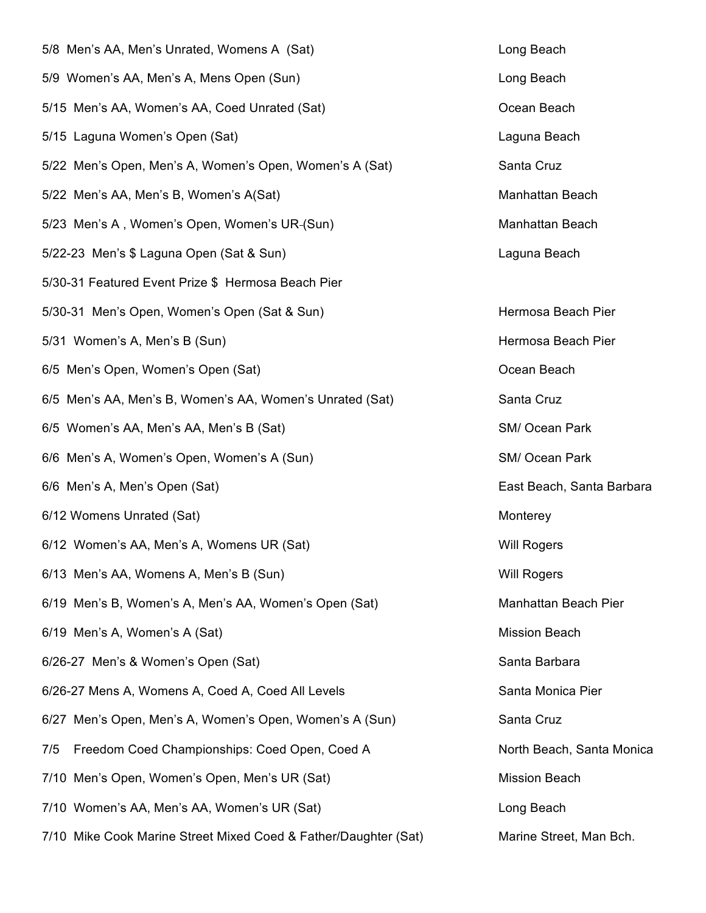| | |
|---|---|
| 5/8 Men's AA, Men's Unrated, Womens A (Sat) | Long Beach |
| 5/9 Women's AA, Men's A, Mens Open (Sun) | Long Beach |
| 5/15 Men's AA, Women's AA, Coed Unrated (Sat) | Ocean Beach |
| 5/15 Laguna Women's Open (Sat) | Laguna Beach |
| 5/22 Men's Open, Men's A, Women's Open, Women's A (Sat) | Santa Cruz |
| 5/22 Men's AA, Men's B, Women's A(Sat) | Manhattan Beach |
| 5/23 Men's A , Women's Open, Women's UR-(Sun) | Manhattan Beach |
| 5/22-23 Men's $ Laguna Open (Sat & Sun) | Laguna Beach |
| 5/30-31 Featured Event Prize $ Hermosa Beach Pier | |
| 5/30-31 Men's Open, Women's Open (Sat & Sun) | Hermosa Beach Pier |
| 5/31 Women's A, Men's B (Sun) | Hermosa Beach Pier |
| 6/5 Men's Open, Women's Open (Sat) | Ocean Beach |
| 6/5 Men's AA, Men's B, Women's AA, Women's Unrated (Sat) | Santa Cruz |
| 6/5 Women's AA, Men's AA, Men's B (Sat) | SM/ Ocean Park |
| 6/6 Men's A, Women's Open, Women's A (Sun) | SM/ Ocean Park |
| 6/6 Men's A, Men's Open (Sat) | East Beach, Santa Barbara |
| 6/12 Womens Unrated (Sat) | Monterey |
| 6/12 Women's AA, Men's A, Womens UR (Sat) | Will Rogers |
| 6/13 Men's AA, Womens A, Men's B (Sun) | Will Rogers |
| 6/19 Men's B, Women's A, Men's AA, Women's Open (Sat) | Manhattan Beach Pier |
| 6/19 Men's A, Women's A (Sat) | Mission Beach |
| 6/26-27 Men's & Women's Open (Sat) | Santa Barbara |
| 6/26-27 Mens A, Womens A, Coed A, Coed All Levels | Santa Monica Pier |
| 6/27 Men's Open, Men's A, Women's Open, Women's A (Sun) | Santa Cruz |
| 7/5 Freedom Coed Championships: Coed Open, Coed A | North Beach, Santa Monica |
| 7/10 Men's Open, Women's Open, Men's UR (Sat) | Mission Beach |
| 7/10 Women's AA, Men's AA, Women's UR (Sat) | Long Beach |
| 7/10 Mike Cook Marine Street Mixed Coed & Father/Daughter (Sat) | Marine Street, Man Bch. |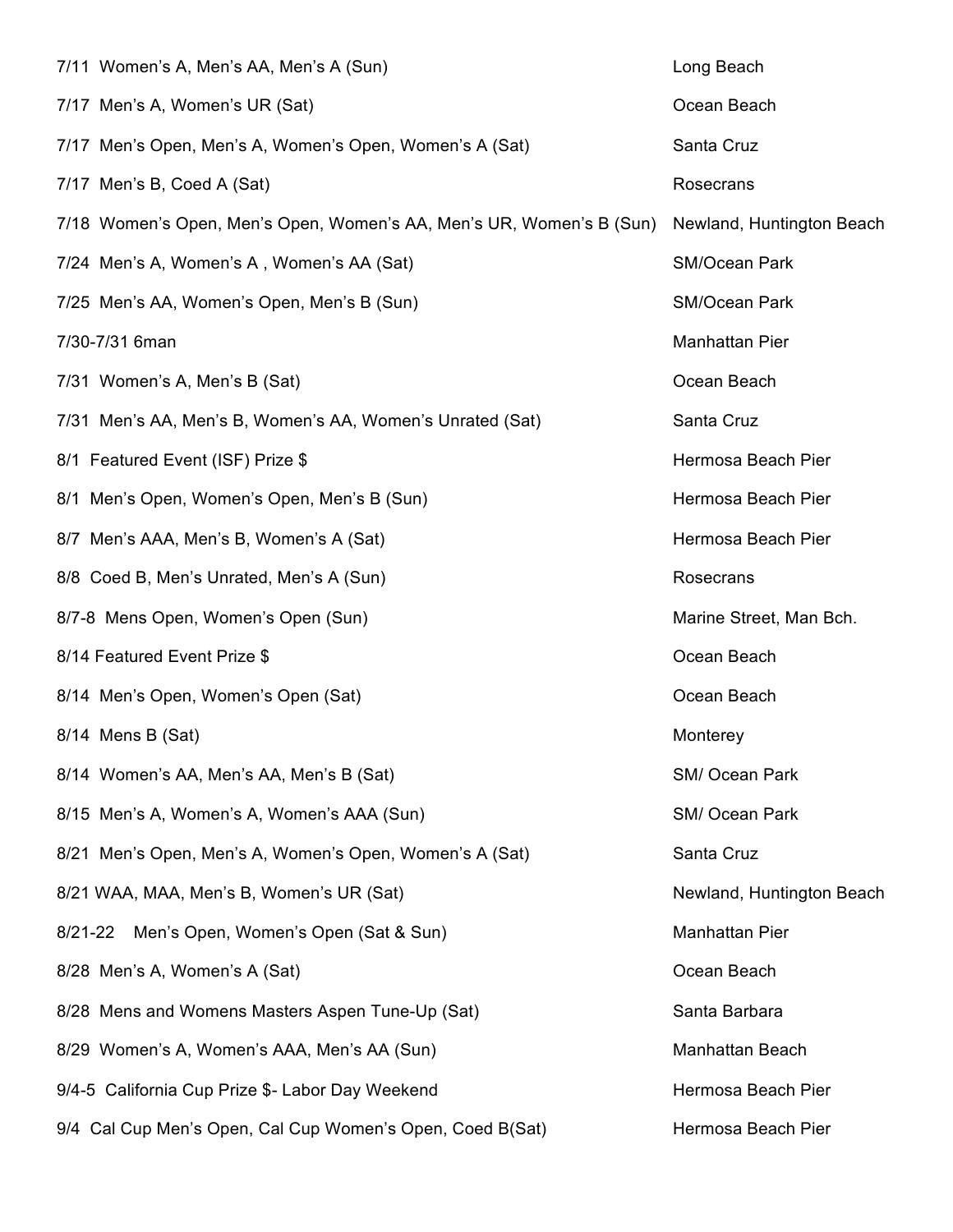| | |
|---|---|
| 7/11 Women's A, Men's AA, Men's A (Sun) | Long Beach |
| 7/17 Men's A, Women's UR (Sat) | Ocean Beach |
| 7/17 Men's Open, Men's A, Women's Open, Women's A (Sat) | Santa Cruz |
| 7/17 Men's B, Coed A (Sat) | Rosecrans |
| 7/18 Women's Open, Men's Open, Women's AA, Men's UR, Women's B (Sun) | Newland, Huntington Beach |
| 7/24 Men's A, Women's A , Women's AA (Sat) | SM/Ocean Park |
| 7/25 Men's AA, Women's Open, Men's B (Sun) | SM/Ocean Park |
| 7/30-7/31 6man | Manhattan Pier |
| 7/31 Women's A, Men's B (Sat) | Ocean Beach |
| 7/31 Men's AA, Men's B, Women's AA, Women's Unrated (Sat) | Santa Cruz |
| 8/1 Featured Event (ISF) Prize $ | Hermosa Beach Pier |
| 8/1 Men's Open, Women's Open, Men's B (Sun) | Hermosa Beach Pier |
| 8/7 Men's AAA, Men's B, Women's A (Sat) | Hermosa Beach Pier |
| 8/8 Coed B, Men's Unrated, Men's A (Sun) | Rosecrans |
| 8/7-8 Mens Open, Women's Open (Sun) | Marine Street, Man Bch. |
| 8/14 Featured Event Prize $ | Ocean Beach |
| 8/14 Men's Open, Women's Open (Sat) | Ocean Beach |
| 8/14 Mens B (Sat) | Monterey |
| 8/14 Women's AA, Men's AA, Men's B (Sat) | SM/ Ocean Park |
| 8/15 Men's A, Women's A, Women's AAA (Sun) | SM/ Ocean Park |
| 8/21 Men's Open, Men's A, Women's Open, Women's A (Sat) | Santa Cruz |
| 8/21 WAA, MAA, Men's B, Women's UR (Sat) | Newland, Huntington Beach |
| 8/21-22 Men's Open, Women's Open (Sat & Sun) | Manhattan Pier |
| 8/28 Men's A, Women's A (Sat) | Ocean Beach |
| 8/28 Mens and Womens Masters Aspen Tune-Up (Sat) | Santa Barbara |
| 8/29 Women's A, Women's AAA, Men's AA (Sun) | Manhattan Beach |
| 9/4-5 California Cup Prize $- Labor Day Weekend | Hermosa Beach Pier |
| 9/4 Cal Cup Men's Open, Cal Cup Women's Open, Coed B(Sat) | Hermosa Beach Pier |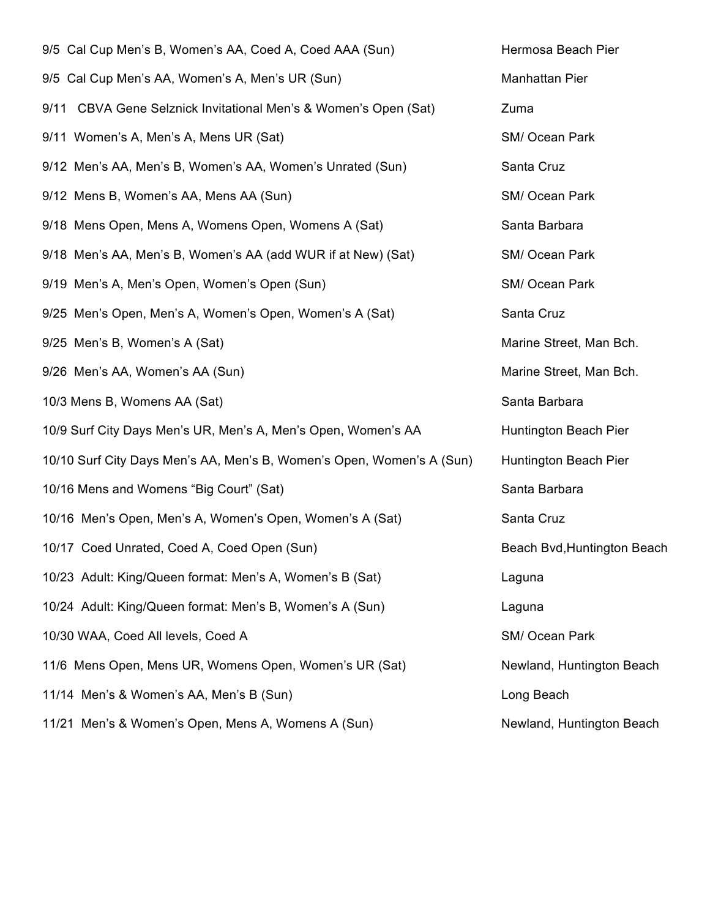| | |
|---|---|
| 9/5 Cal Cup Men's B, Women's AA, Coed A, Coed AAA (Sun) | Hermosa Beach Pier |
| 9/5 Cal Cup Men's AA, Women's A, Men's UR (Sun) | Manhattan Pier |
| 9/11 CBVA Gene Selznick Invitational Men's & Women's Open (Sat) | Zuma |
| 9/11 Women's A, Men's A, Mens UR (Sat) | SM/ Ocean Park |
| 9/12 Men's AA, Men's B, Women's AA, Women's Unrated (Sun) | Santa Cruz |
| 9/12 Mens B, Women's AA, Mens AA (Sun) | SM/ Ocean Park |
| 9/18 Mens Open, Mens A, Womens Open, Womens A (Sat) | Santa Barbara |
| 9/18 Men's AA, Men's B, Women's AA (add WUR if at New) (Sat) | SM/ Ocean Park |
| 9/19 Men's A, Men's Open, Women's Open (Sun) | SM/ Ocean Park |
| 9/25 Men's Open, Men's A, Women's Open, Women's A (Sat) | Santa Cruz |
| 9/25 Men's B, Women's A (Sat) | Marine Street, Man Bch. |
| 9/26 Men's AA, Women's AA (Sun) | Marine Street, Man Bch. |
| 10/3 Mens B, Womens AA (Sat) | Santa Barbara |
| 10/9 Surf City Days Men's UR, Men's A, Men's Open, Women's AA | Huntington Beach Pier |
| 10/10 Surf City Days Men's AA, Men's B, Women's Open, Women's A (Sun) | Huntington Beach Pier |
| 10/16 Mens and Womens "Big Court" (Sat) | Santa Barbara |
| 10/16 Men's Open, Men's A, Women's Open, Women's A (Sat) | Santa Cruz |
| 10/17 Coed Unrated, Coed A, Coed Open (Sun) | Beach Bvd,Huntington Beach |
| 10/23 Adult: King/Queen format: Men's A, Women's B (Sat) | Laguna |
| 10/24 Adult: King/Queen format: Men's B, Women's A (Sun) | Laguna |
| 10/30 WAA, Coed All levels, Coed A | SM/ Ocean Park |
| 11/6 Mens Open, Mens UR, Womens Open, Women's UR (Sat) | Newland, Huntington Beach |
| 11/14 Men's & Women's AA, Men's B (Sun) | Long Beach |
| 11/21 Men's & Women's Open, Mens A, Womens A (Sun) | Newland, Huntington Beach |